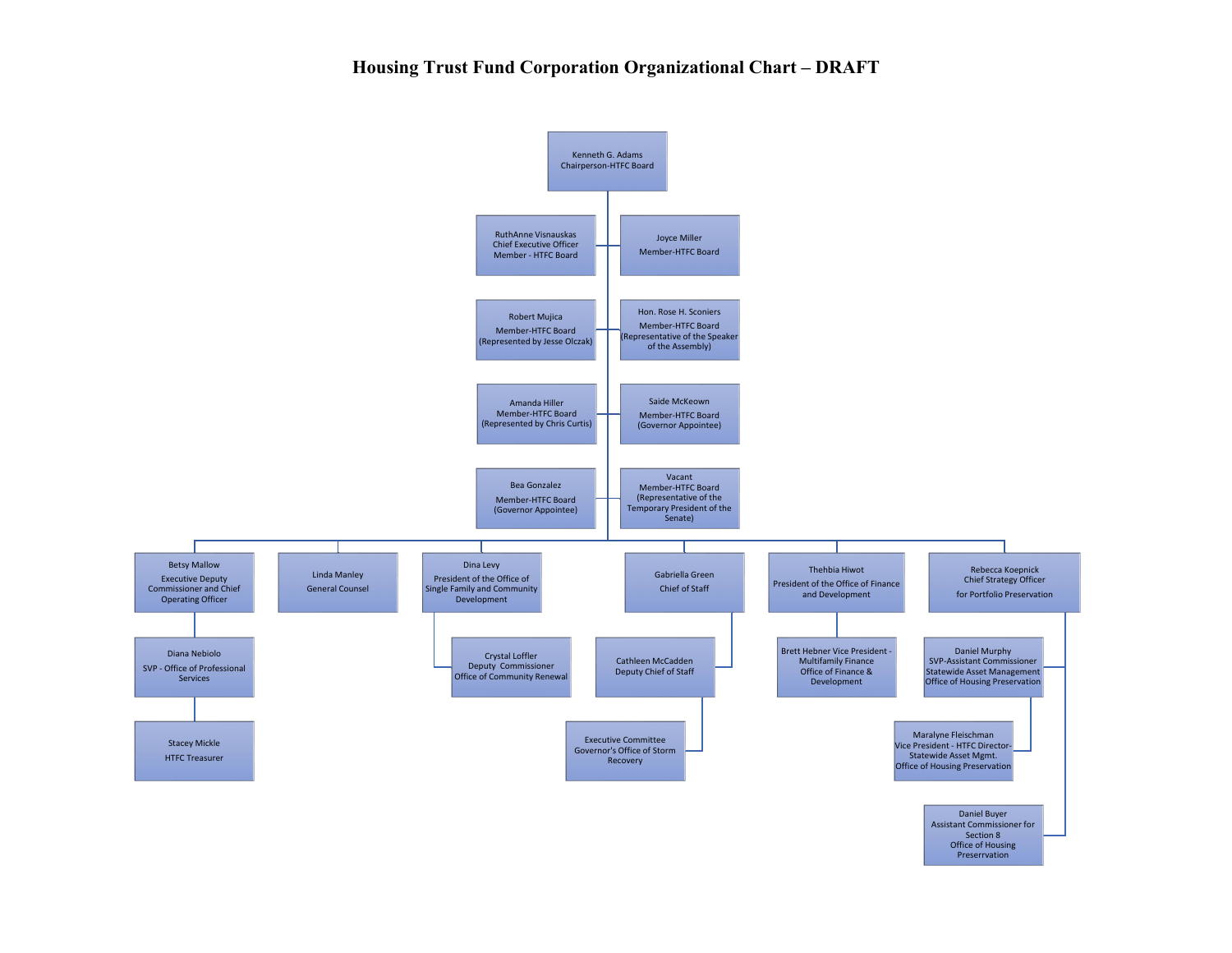# Housing Trust Fund Corporation Organizational Chart – DRAFT

Kenneth G. Adams
Chairperson-HTFC Board

RuthAnne Visnauskas
Chief Executive Officer
Member - HTFC Board

Joyce Miller
Member-HTFC Board

Robert Mujica
Member-HTFC Board
(Represented by Jesse Olczak)

Hon. Rose H. Sconiers
Member-HTFC Board
(Representative of the Speaker of the Assembly)

Amanda Hiller
Member-HTFC Board
(Represented by Chris Curtis)

Saide McKeown
Member-HTFC Board
(Governor Appointee)

Bea Gonzalez
Member-HTFC Board
(Governor Appointee)

Vacant
Member-HTFC Board
(Representative of the Temporary President of the Senate)

Betsy Mallow
Executive Deputy Commissioner and Chief Operating Officer

Diana Nebiolo
SVP - Office of Professional Services

Stacey Mickle
HTFC Treasurer

Linda Manley
General Counsel

Dina Levy
President of the Office of Single Family and Community Development

Crystal Loffler
Deputy Commissioner
Office of Community Renewal

Gabriella Green
Chief of Staff

Cathleen McCadden
Deputy Chief of Staff

Executive Committee
Governor's Office of Storm Recovery

Thehbia Hiwot
President of the Office of Finance and Development

Brett Hebner Vice President - Multifamily Finance
Office of Finance & Development

Rebecca Koepnick
Chief Strategy Officer
for Portfolio Preservation

Daniel Murphy
SVP-Assistant Commissioner
Statewide Asset Management
Office of Housing Preservation

Maralyne Fleischman
Vice President - HTFC Director-Statewide Asset Mgmt.
Office of Housing Preservation

Daniel Buyer
Assistant Commissioner for Section 8
Office of Housing Preserrvation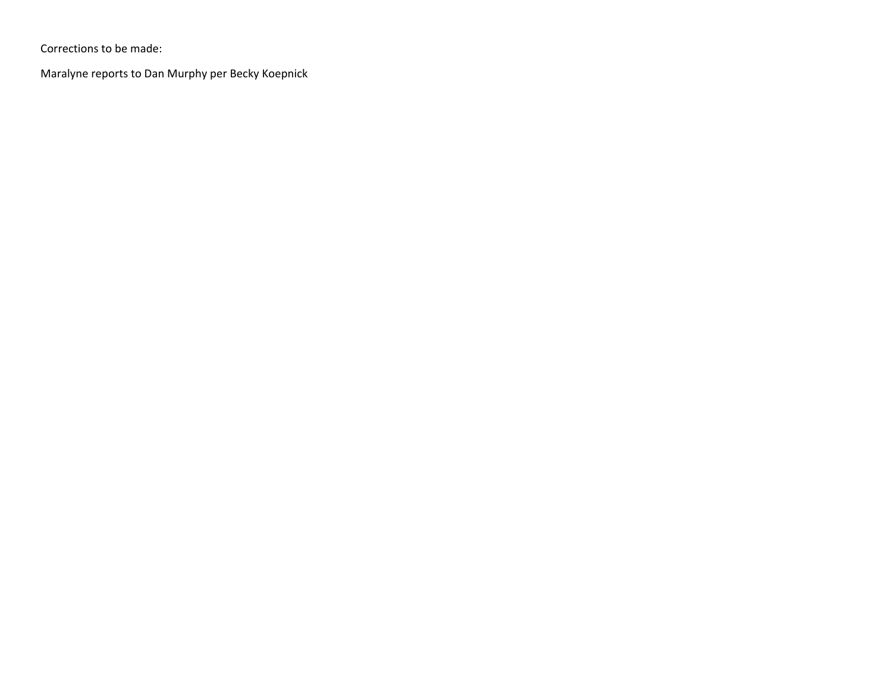Corrections to be made:

Maralyne reports to Dan Murphy per Becky Koepnick